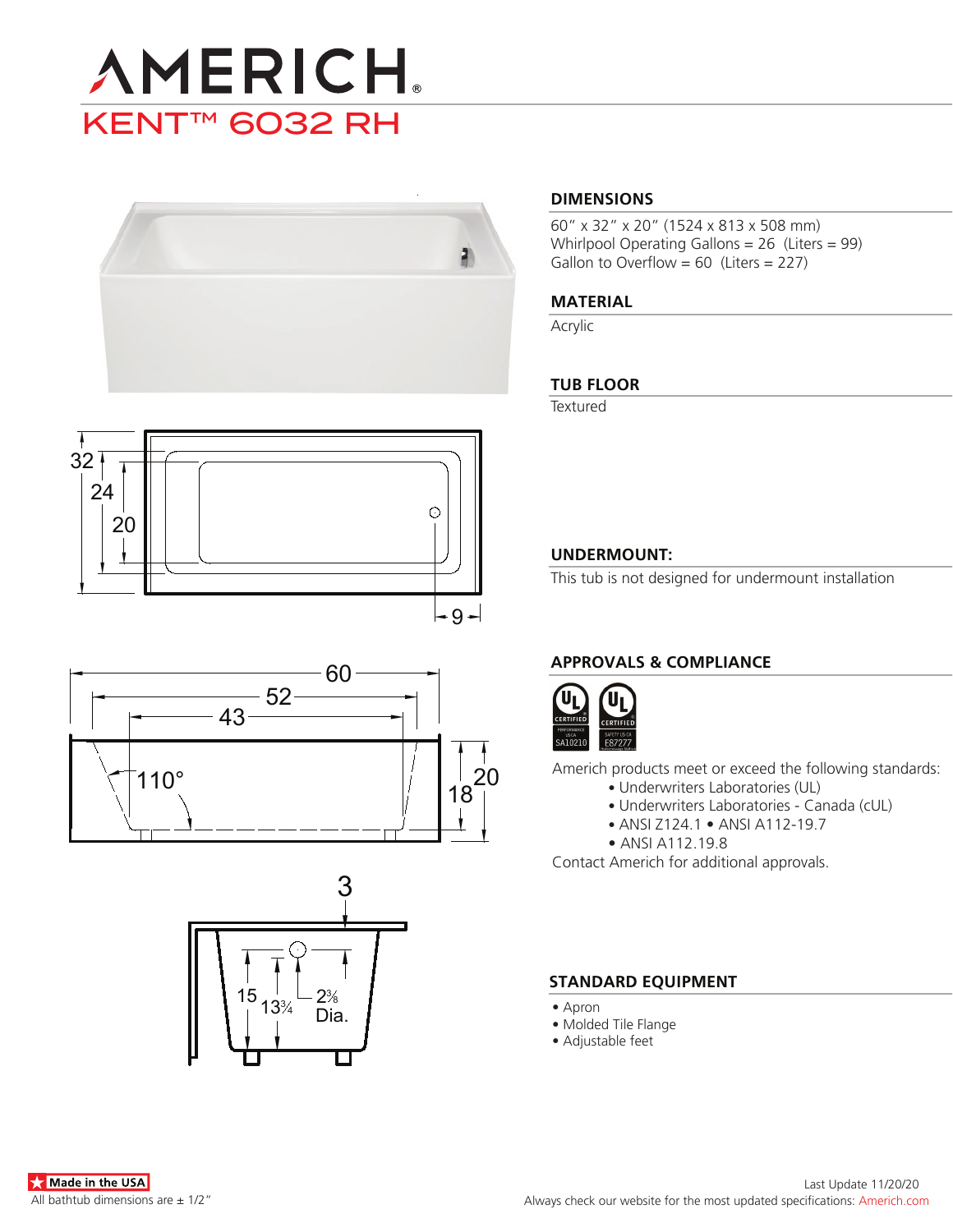# AMERICH

## KENT™ 6032 RH

### DIMENSIONS

60″ x 32″ x 20″ (1524 x 813 x 508 mm)
Whirlpool Operating Gallons = 26 (Liters = 99)
Gallon to Overflow = 60 (Liters = 227)

### MATERIAL

Acrylic

### TUB FLOOR

Textured

### UNDERMOUNT:

This tub is not designed for undermount installation

### APPROVALS & COMPLIANCE

Americh products meet or exceed the following standards:

- Underwriters Laboratories (UL)
- Underwriters Laboratories - Canada (cUL)
- ANSI Z124.1 • ANSI A112-19.7
- ANSI A112.19.8

Contact Americh for additional approvals.

### STANDARD EQUIPMENT

- Apron
- Molded Tile Flange
- Adjustable feet

Made in the USA

All bathtub dimensions are ± 1/2″

Last Update 11/20/20

Always check our website for the most updated specifications: Americh.com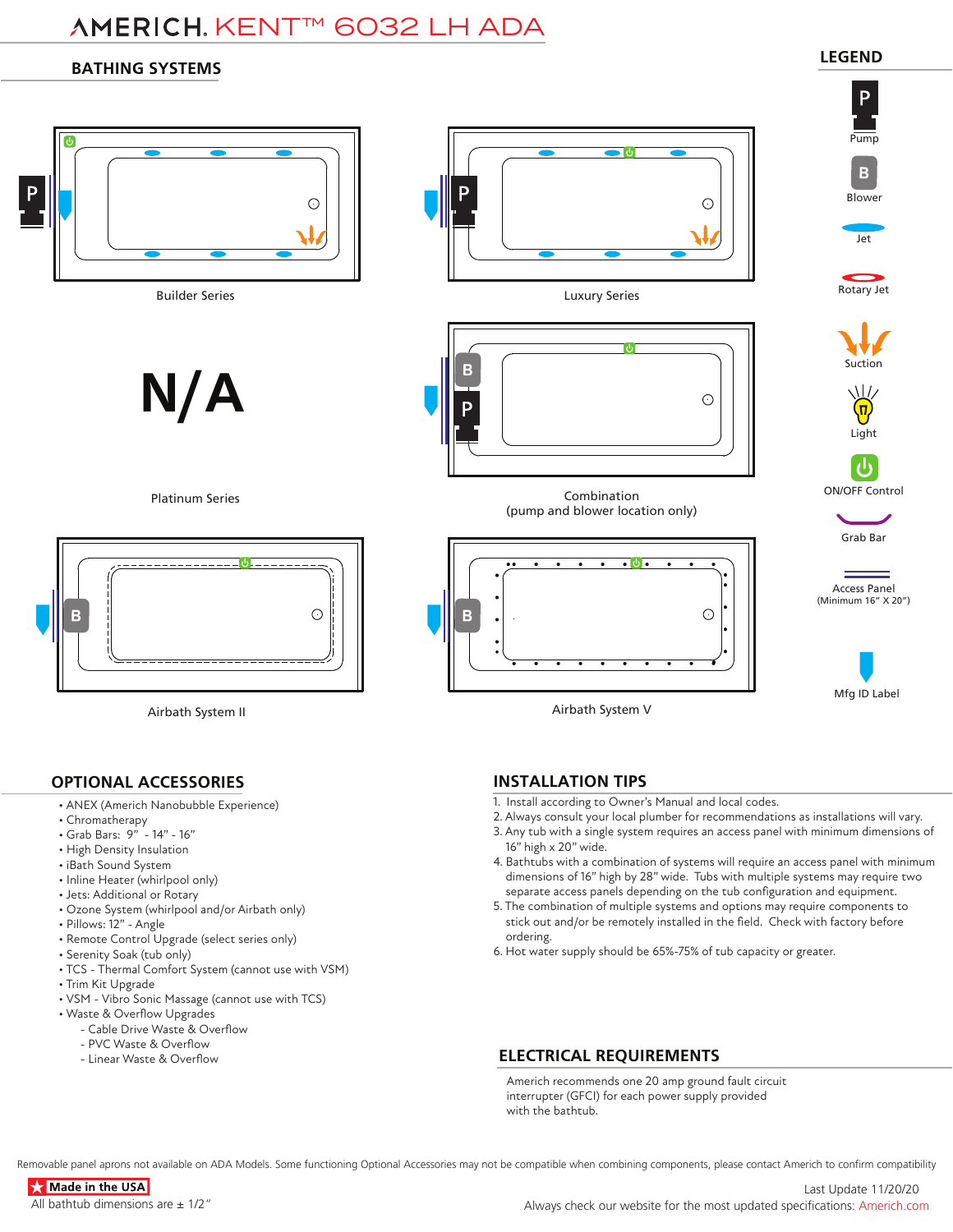# AMERICH. KENT™ 6032 LH ADA

## BATHING SYSTEMS

Builder Series

Luxury Series

N/A

Platinum Series

Combination
(pump and blower location only)

Airbath System II

Airbath System V

## LEGEND

Pump

Blower

Jet

Rotary Jet

Suction

Light

ON/OFF Control

Grab Bar

Access Panel
(Minimum 16" X 20")

Mfg ID Label

## OPTIONAL ACCESSORIES

- ANEX (Americh Nanobubble Experience)
- Chromatherapy
- Grab Bars: 9" - 14" - 16"
- High Density Insulation
- iBath Sound System
- Inline Heater (whirlpool only)
- Jets: Additional or Rotary
- Ozone System (whirlpool and/or Airbath only)
- Pillows: 12" - Angle
- Remote Control Upgrade (select series only)
- Serenity Soak (tub only)
- TCS - Thermal Comfort System (cannot use with VSM)
- Trim Kit Upgrade
- VSM - Vibro Sonic Massage (cannot use with TCS)
- Waste & Overflow Upgrades
  - Cable Drive Waste & Overflow
  - PVC Waste & Overflow
  - Linear Waste & Overflow

## INSTALLATION TIPS

1. Install according to Owner's Manual and local codes.
2. Always consult your local plumber for recommendations as installations will vary.
3. Any tub with a single system requires an access panel with minimum dimensions of 16" high x 20" wide.
4. Bathtubs with a combination of systems will require an access panel with minimum dimensions of 16" high by 28" wide. Tubs with multiple systems may require two separate access panels depending on the tub configuration and equipment.
5. The combination of multiple systems and options may require components to stick out and/or be remotely installed in the field. Check with factory before ordering.
6. Hot water supply should be 65%-75% of tub capacity or greater.

## ELECTRICAL REQUIREMENTS

Americh recommends one 20 amp ground fault circuit interrupter (GFCI) for each power supply provided with the bathtub.

Removable panel aprons not available on ADA Models. Some functioning Optional Accessories may not be compatible when combining components, please contact Americh to confirm compatibility

Made in the USA

All bathtub dimensions are ± 1/2"

Last Update 11/20/20

Always check our website for the most updated specifications: Americh.com